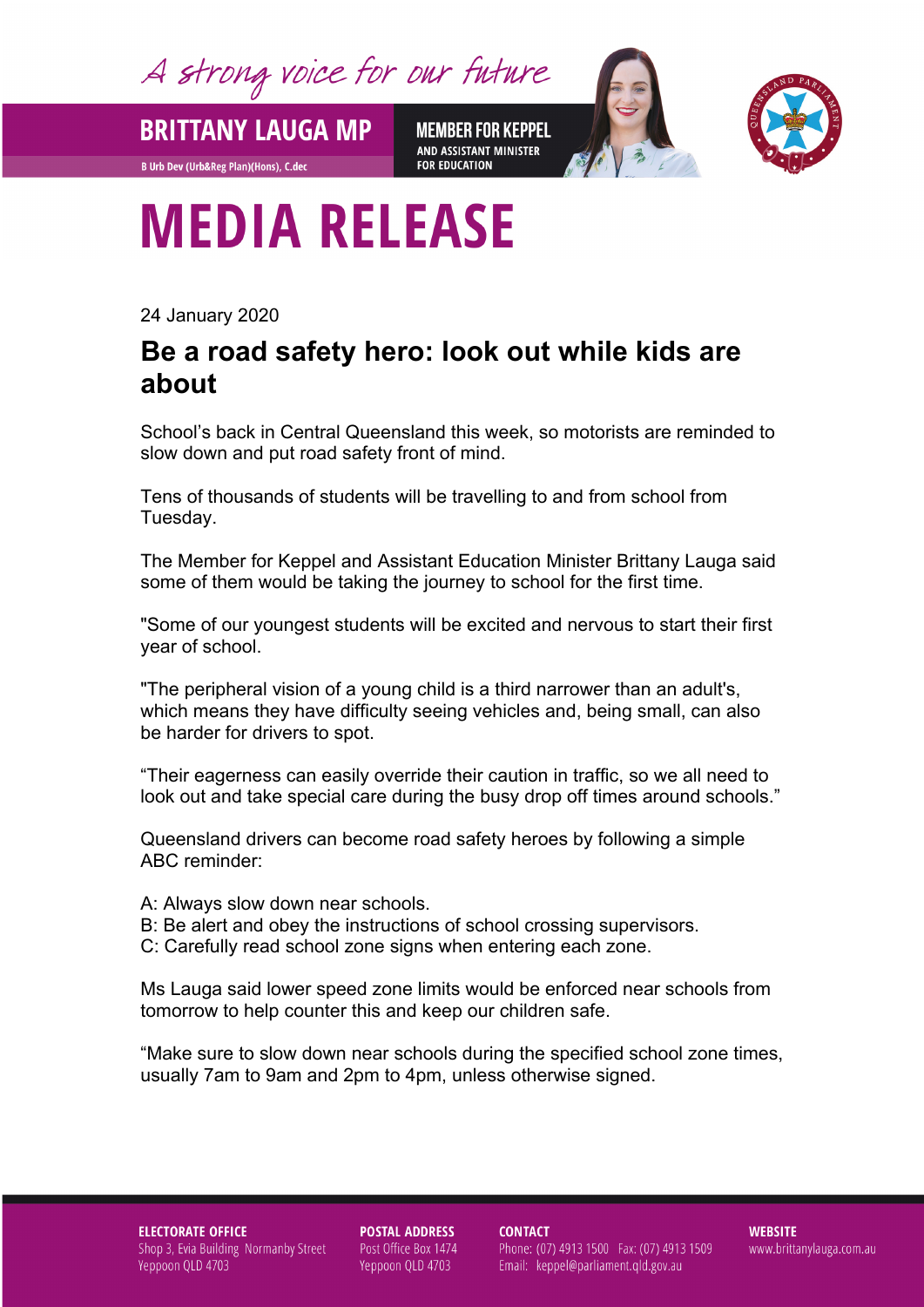A strong voice for our future

**BRITTANY LAUGA MP**

B Urb Dev (Urb&Reg Plan)(Hons), C.dec

**MEMBER FOR KEPPEL**
AND ASSISTANT MINISTER FOR EDUCATION

# MEDIA RELEASE

24 January 2020

## Be a road safety hero: look out while kids are about

School's back in Central Queensland this week, so motorists are reminded to slow down and put road safety front of mind.

Tens of thousands of students will be travelling to and from school from Tuesday.

The Member for Keppel and Assistant Education Minister Brittany Lauga said some of them would be taking the journey to school for the first time.

"Some of our youngest students will be excited and nervous to start their first year of school.

"The peripheral vision of a young child is a third narrower than an adult's, which means they have difficulty seeing vehicles and, being small, can also be harder for drivers to spot.

"Their eagerness can easily override their caution in traffic, so we all need to look out and take special care during the busy drop off times around schools."

Queensland drivers can become road safety heroes by following a simple ABC reminder:

A: Always slow down near schools.
B: Be alert and obey the instructions of school crossing supervisors.
C: Carefully read school zone signs when entering each zone.

Ms Lauga said lower speed zone limits would be enforced near schools from tomorrow to help counter this and keep our children safe.

"Make sure to slow down near schools during the specified school zone times, usually 7am to 9am and 2pm to 4pm, unless otherwise signed.

**ELECTORATE OFFICE**
Shop 3, Evia Building Normanby Street
Yeppoon QLD 4703

**POSTAL ADDRESS**
Post Office Box 1474
Yeppoon QLD 4703

**CONTACT**
Phone: (07) 4913 1500 Fax: (07) 4913 1509
Email: keppel@parliament.qld.gov.au

**WEBSITE**
www.brittanylauga.com.au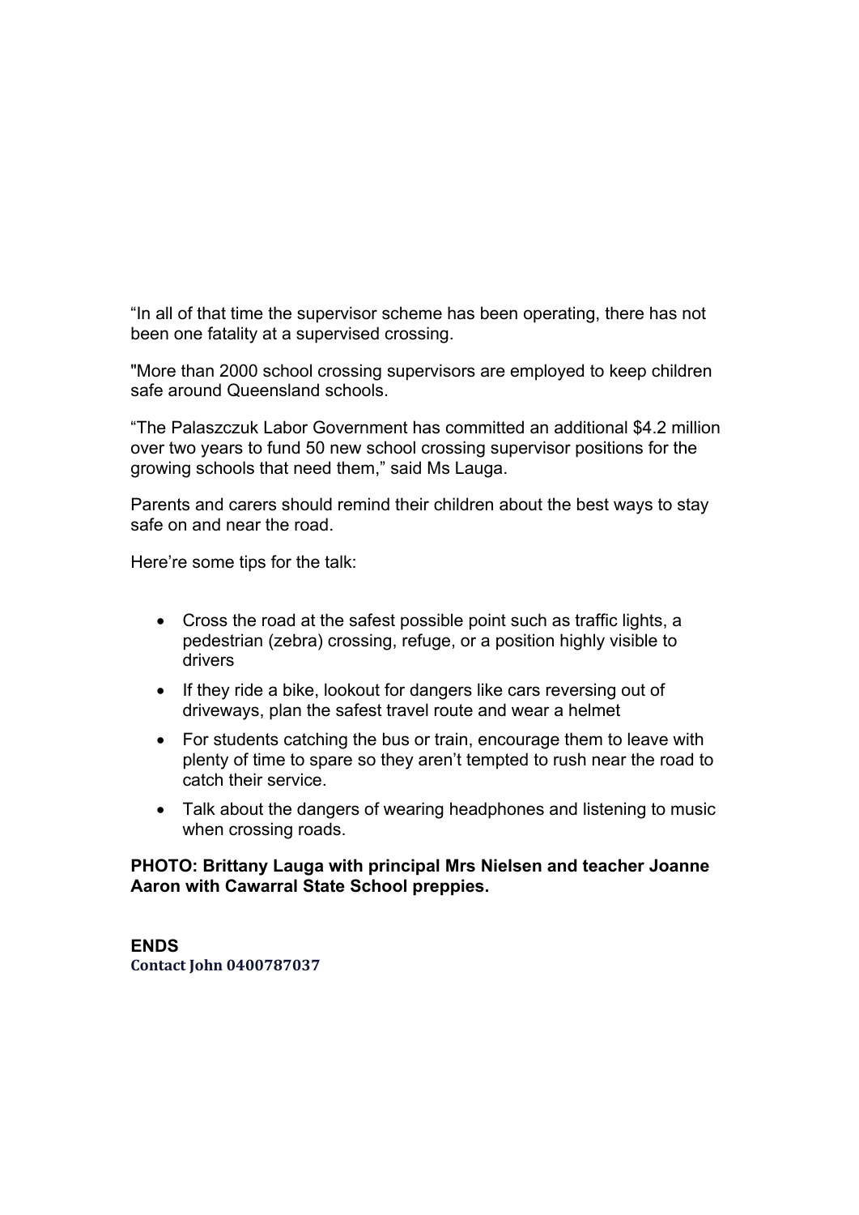"In all of that time the supervisor scheme has been operating, there has not been one fatality at a supervised crossing.

"More than 2000 school crossing supervisors are employed to keep children safe around Queensland schools.

"The Palaszczuk Labor Government has committed an additional $4.2 million over two years to fund 50 new school crossing supervisor positions for the growing schools that need them," said Ms Lauga.

Parents and carers should remind their children about the best ways to stay safe on and near the road.

Here're some tips for the talk:

- Cross the road at the safest possible point such as traffic lights, a pedestrian (zebra) crossing, refuge, or a position highly visible to drivers
- If they ride a bike, lookout for dangers like cars reversing out of driveways, plan the safest travel route and wear a helmet
- For students catching the bus or train, encourage them to leave with plenty of time to spare so they aren't tempted to rush near the road to catch their service.
- Talk about the dangers of wearing headphones and listening to music when crossing roads.

**PHOTO: Brittany Lauga with principal Mrs Nielsen and teacher Joanne Aaron with Cawarral State School preppies.**

**ENDS**
**Contact John 0400787037**